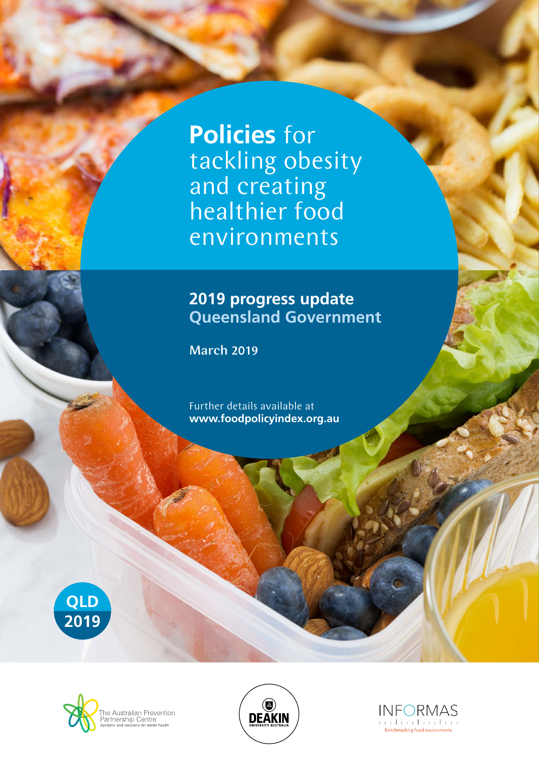# **Policies** for tackling obesity and creating healthier food environments

## 2019 progress update
## Queensland Government

**March 2019**

Further details available at
**www.foodpolicyindex.org.au**

**QLD 2019**

The Australian Prevention Partnership Centre
Systems and solutions for better health

DEAKIN UNIVERSITY AUSTRALIA

INFORMAS
Benchmarking food environments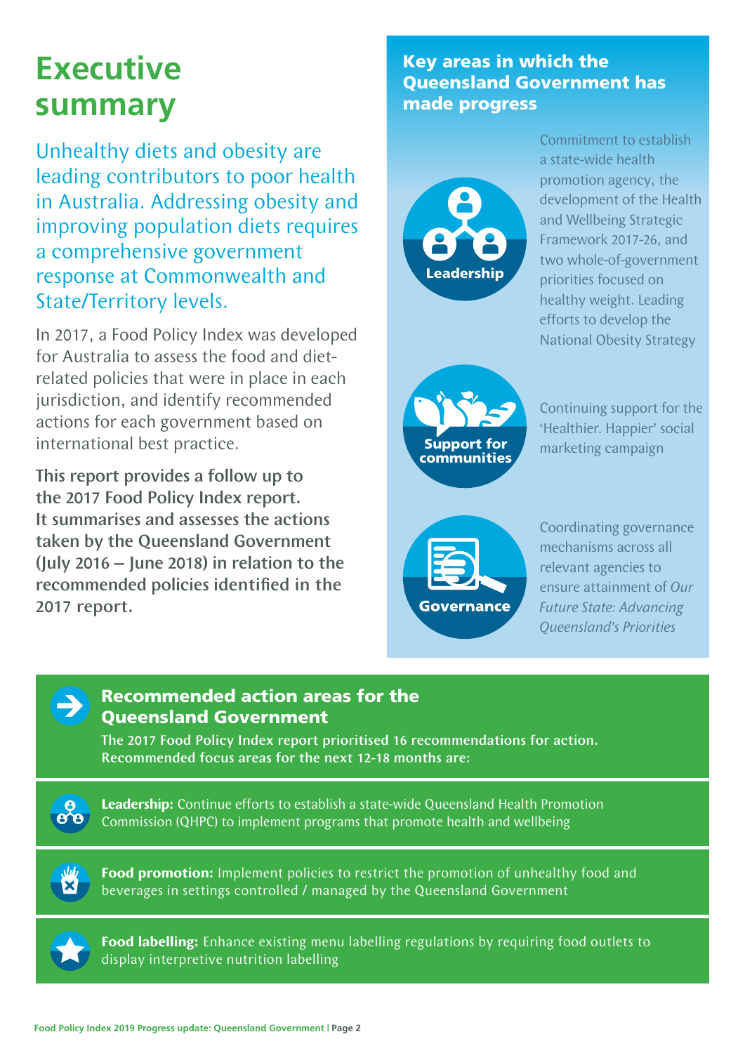# Executive summary

Unhealthy diets and obesity are leading contributors to poor health in Australia. Addressing obesity and improving population diets requires a comprehensive government response at Commonwealth and State/Territory levels.

In 2017, a Food Policy Index was developed for Australia to assess the food and diet-related policies that were in place in each jurisdiction, and identify recommended actions for each government based on international best practice.

**This report provides a follow up to the 2017 Food Policy Index report. It summarises and assesses the actions taken by the Queensland Government (July 2016 – June 2018) in relation to the recommended policies identified in the 2017 report.**

## Key areas in which the Queensland Government has made progress

**Leadership**

Commitment to establish a state-wide health promotion agency, the development of the Health and Wellbeing Strategic Framework 2017-26, and two whole-of-government priorities focused on healthy weight. Leading efforts to develop the National Obesity Strategy

**Support for communities**

Continuing support for the 'Healthier. Happier' social marketing campaign

**Governance**

Coordinating governance mechanisms across all relevant agencies to ensure attainment of *Our Future State: Advancing Queensland's Priorities*

## Recommended action areas for the Queensland Government

**The 2017 Food Policy Index report prioritised 16 recommendations for action. Recommended focus areas for the next 12-18 months are:**

**Leadership:** Continue efforts to establish a state-wide Queensland Health Promotion Commission (QHPC) to implement programs that promote health and wellbeing

**Food promotion:** Implement policies to restrict the promotion of unhealthy food and beverages in settings controlled / managed by the Queensland Government

**Food labelling:** Enhance existing menu labelling regulations by requiring food outlets to display interpretive nutrition labelling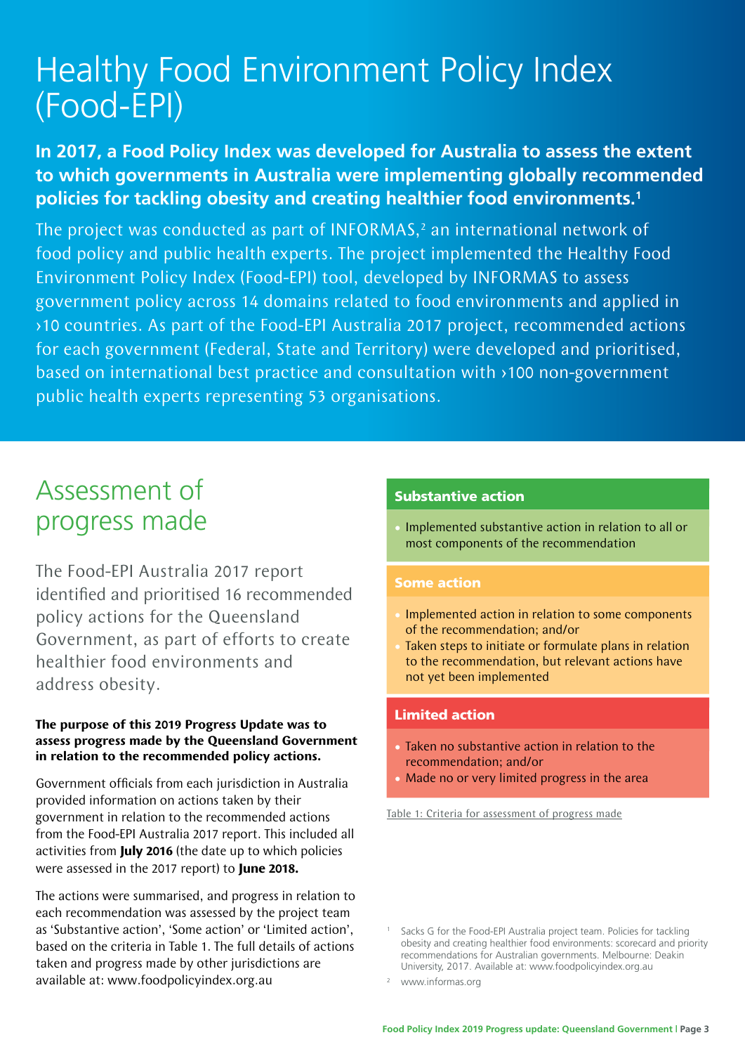# Healthy Food Environment Policy Index (Food-EPI)

**In 2017, a Food Policy Index was developed for Australia to assess the extent to which governments in Australia were implementing globally recommended policies for tackling obesity and creating healthier food environments.[1]**

The project was conducted as part of INFORMAS,[2] an international network of food policy and public health experts. The project implemented the Healthy Food Environment Policy Index (Food-EPI) tool, developed by INFORMAS to assess government policy across 14 domains related to food environments and applied in ›10 countries. As part of the Food-EPI Australia 2017 project, recommended actions for each government (Federal, State and Territory) were developed and prioritised, based on international best practice and consultation with ›100 non-government public health experts representing 53 organisations.

## Assessment of progress made

The Food-EPI Australia 2017 report identified and prioritised 16 recommended policy actions for the Queensland Government, as part of efforts to create healthier food environments and address obesity.

**The purpose of this 2019 Progress Update was to assess progress made by the Queensland Government in relation to the recommended policy actions.**

Government officials from each jurisdiction in Australia provided information on actions taken by their government in relation to the recommended actions from the Food-EPI Australia 2017 report. This included all activities from **July 2016** (the date up to which policies were assessed in the 2017 report) to **June 2018.**

The actions were summarised, and progress in relation to each recommendation was assessed by the project team as 'Substantive action', 'Some action' or 'Limited action', based on the criteria in Table 1. The full details of actions taken and progress made by other jurisdictions are available at: www.foodpolicyindex.org.au

| Category | Criteria |
| --- | --- |
| **Substantive action** | • Implemented substantive action in relation to all or most components of the recommendation |
| **Some action** | • Implemented action in relation to some components of the recommendation; and/or<br>• Taken steps to initiate or formulate plans in relation to the recommendation, but relevant actions have not yet been implemented |
| **Limited action** | • Taken no substantive action in relation to the recommendation; and/or<br>• Made no or very limited progress in the area |

Table 1: Criteria for assessment of progress made

[1] Sacks G for the Food-EPI Australia project team. Policies for tackling obesity and creating healthier food environments: scorecard and priority recommendations for Australian governments. Melbourne: Deakin University, 2017. Available at: www.foodpolicyindex.org.au

[2] www.informas.org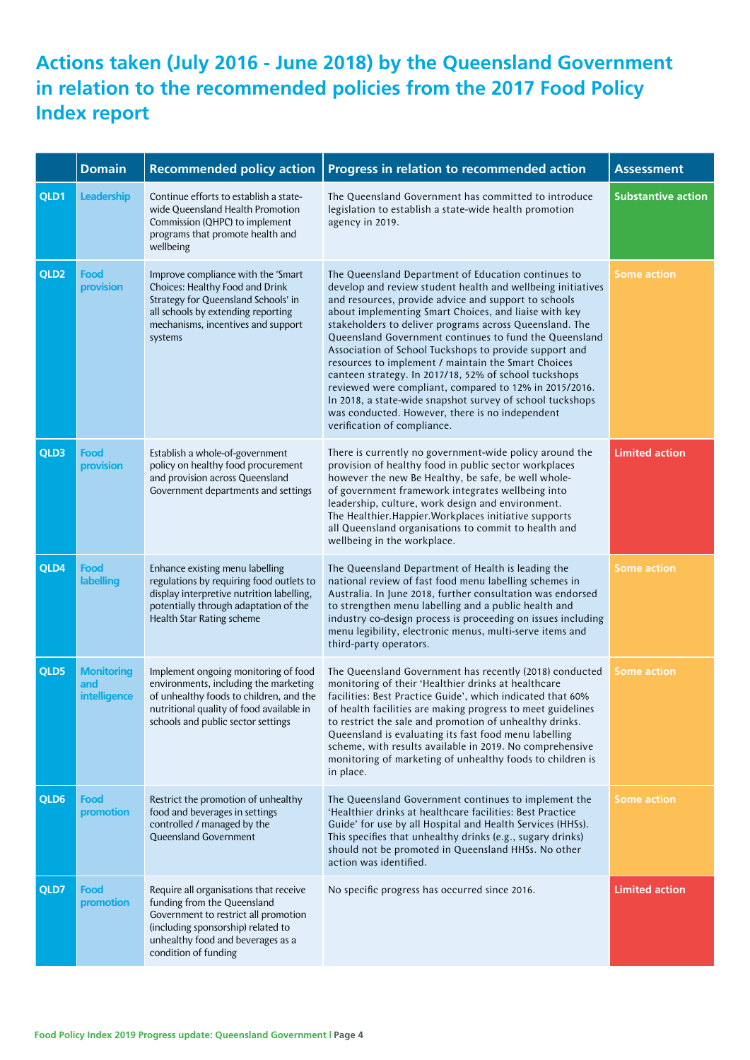# Actions taken (July 2016 - June 2018) by the Queensland Government in relation to the recommended policies from the 2017 Food Policy Index report

| | Domain | Recommended policy action | Progress in relation to recommended action | Assessment |
|---|---|---|---|---|
| QLD1 | Leadership | Continue efforts to establish a state-wide Queensland Health Promotion Commission (QHPC) to implement programs that promote health and wellbeing | The Queensland Government has committed to introduce legislation to establish a state-wide health promotion agency in 2019. | Substantive action |
| QLD2 | Food provision | Improve compliance with the 'Smart Choices: Healthy Food and Drink Strategy for Queensland Schools' in all schools by extending reporting mechanisms, incentives and support systems | The Queensland Department of Education continues to develop and review student health and wellbeing initiatives and resources, provide advice and support to schools about implementing Smart Choices, and liaise with key stakeholders to deliver programs across Queensland. The Queensland Government continues to fund the Queensland Association of School Tuckshops to provide support and resources to implement / maintain the Smart Choices canteen strategy. In 2017/18, 52% of school tuckshops reviewed were compliant, compared to 12% in 2015/2016. In 2018, a state-wide snapshot survey of school tuckshops was conducted. However, there is no independent verification of compliance. | Some action |
| QLD3 | Food provision | Establish a whole-of-government policy on healthy food procurement and provision across Queensland Government departments and settings | There is currently no government-wide policy around the provision of healthy food in public sector workplaces however the new Be Healthy, be safe, be well whole-of government framework integrates wellbeing into leadership, culture, work design and environment. The Healthier.Happier.Workplaces initiative supports all Queensland organisations to commit to health and wellbeing in the workplace. | Limited action |
| QLD4 | Food labelling | Enhance existing menu labelling regulations by requiring food outlets to display interpretive nutrition labelling, potentially through adaptation of the Health Star Rating scheme | The Queensland Department of Health is leading the national review of fast food menu labelling schemes in Australia. In June 2018, further consultation was endorsed to strengthen menu labelling and a public health and industry co-design process is proceeding on issues including menu legibility, electronic menus, multi-serve items and third-party operators. | Some action |
| QLD5 | Monitoring and intelligence | Implement ongoing monitoring of food environments, including the marketing of unhealthy foods to children, and the nutritional quality of food available in schools and public sector settings | The Queensland Government has recently (2018) conducted monitoring of their 'Healthier drinks at healthcare facilities: Best Practice Guide', which indicated that 60% of health facilities are making progress to meet guidelines to restrict the sale and promotion of unhealthy drinks. Queensland is evaluating its fast food menu labelling scheme, with results available in 2019. No comprehensive monitoring of marketing of unhealthy foods to children is in place. | Some action |
| QLD6 | Food promotion | Restrict the promotion of unhealthy food and beverages in settings controlled / managed by the Queensland Government | The Queensland Government continues to implement the 'Healthier drinks at healthcare facilities: Best Practice Guide' for use by all Hospital and Health Services (HHSs). This specifies that unhealthy drinks (e.g., sugary drinks) should not be promoted in Queensland HHSs. No other action was identified. | Some action |
| QLD7 | Food promotion | Require all organisations that receive funding from the Queensland Government to restrict all promotion (including sponsorship) related to unhealthy food and beverages as a condition of funding | No specific progress has occurred since 2016. | Limited action |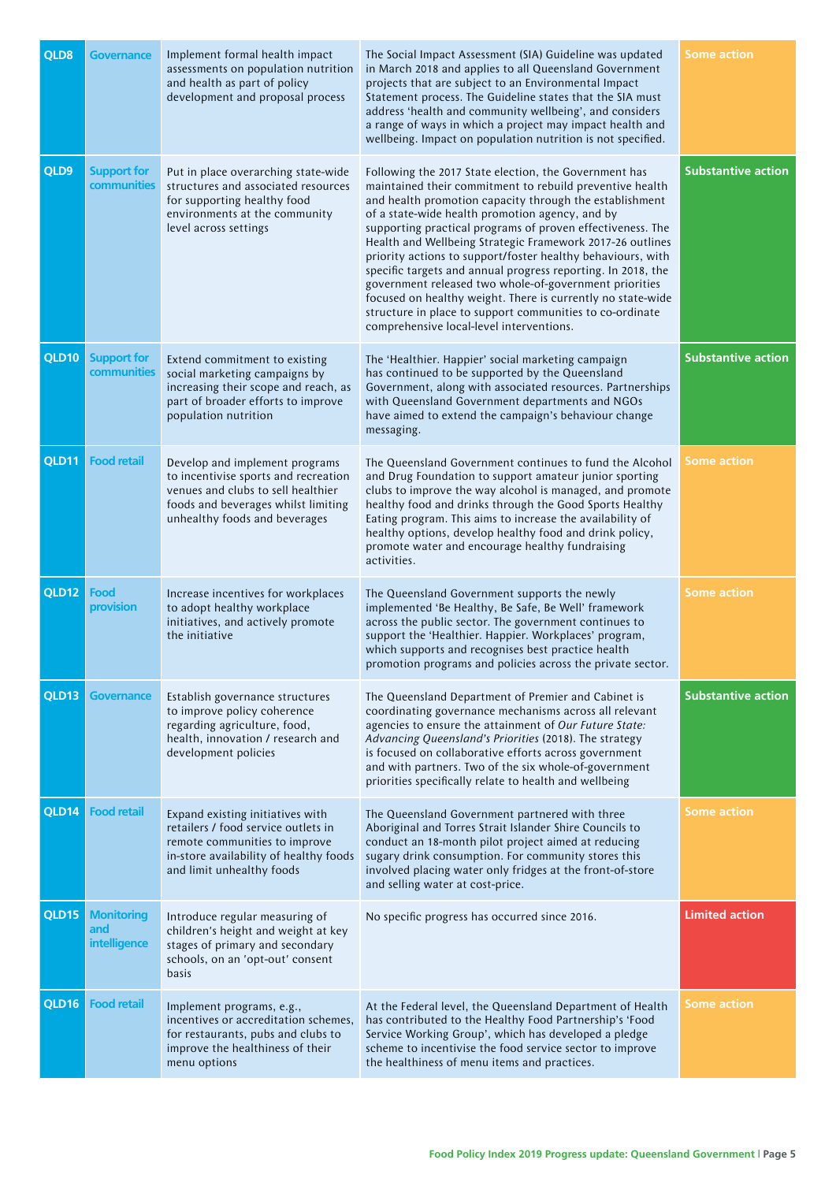| | | | | |
|---|---|---|---|---|
| QLD8 | Governance | Implement formal health impact assessments on population nutrition and health as part of policy development and proposal process | The Social Impact Assessment (SIA) Guideline was updated in March 2018 and applies to all Queensland Government projects that are subject to an Environmental Impact Statement process. The Guideline states that the SIA must address 'health and community wellbeing', and considers a range of ways in which a project may impact health and wellbeing. Impact on population nutrition is not specified. | Some action |
| QLD9 | Support for communities | Put in place overarching state-wide structures and associated resources for supporting healthy food environments at the community level across settings | Following the 2017 State election, the Government has maintained their commitment to rebuild preventive health and health promotion capacity through the establishment of a state-wide health promotion agency, and by supporting practical programs of proven effectiveness. The Health and Wellbeing Strategic Framework 2017-26 outlines priority actions to support/foster healthy behaviours, with specific targets and annual progress reporting. In 2018, the government released two whole-of-government priorities focused on healthy weight. There is currently no state-wide structure in place to support communities to co-ordinate comprehensive local-level interventions. | Substantive action |
| QLD10 | Support for communities | Extend commitment to existing social marketing campaigns by increasing their scope and reach, as part of broader efforts to improve population nutrition | The 'Healthier. Happier' social marketing campaign has continued to be supported by the Queensland Government, along with associated resources. Partnerships with Queensland Government departments and NGOs have aimed to extend the campaign's behaviour change messaging. | Substantive action |
| QLD11 | Food retail | Develop and implement programs to incentivise sports and recreation venues and clubs to sell healthier foods and beverages whilst limiting unhealthy foods and beverages | The Queensland Government continues to fund the Alcohol and Drug Foundation to support amateur junior sporting clubs to improve the way alcohol is managed, and promote healthy food and drinks through the Good Sports Healthy Eating program. This aims to increase the availability of healthy options, develop healthy food and drink policy, promote water and encourage healthy fundraising activities. | Some action |
| QLD12 | Food provision | Increase incentives for workplaces to adopt healthy workplace initiatives, and actively promote the initiative | The Queensland Government supports the newly implemented 'Be Healthy, Be Safe, Be Well' framework across the public sector. The government continues to support the 'Healthier. Happier. Workplaces' program, which supports and recognises best practice health promotion programs and policies across the private sector. | Some action |
| QLD13 | Governance | Establish governance structures to improve policy coherence regarding agriculture, food, health, innovation / research and development policies | The Queensland Department of Premier and Cabinet is coordinating governance mechanisms across all relevant agencies to ensure the attainment of *Our Future State: Advancing Queensland's Priorities* (2018). The strategy is focused on collaborative efforts across government and with partners. Two of the six whole-of-government priorities specifically relate to health and wellbeing | Substantive action |
| QLD14 | Food retail | Expand existing initiatives with retailers / food service outlets in remote communities to improve in-store availability of healthy foods and limit unhealthy foods | The Queensland Government partnered with three Aboriginal and Torres Strait Islander Shire Councils to conduct an 18-month pilot project aimed at reducing sugary drink consumption. For community stores this involved placing water only fridges at the front-of-store and selling water at cost-price. | Some action |
| QLD15 | Monitoring and intelligence | Introduce regular measuring of children's height and weight at key stages of primary and secondary schools, on an 'opt-out' consent basis | No specific progress has occurred since 2016. | Limited action |
| QLD16 | Food retail | Implement programs, e.g., incentives or accreditation schemes, for restaurants, pubs and clubs to improve the healthiness of their menu options | At the Federal level, the Queensland Department of Health has contributed to the Healthy Food Partnership's 'Food Service Working Group', which has developed a pledge scheme to incentivise the food service sector to improve the healthiness of menu items and practices. | Some action |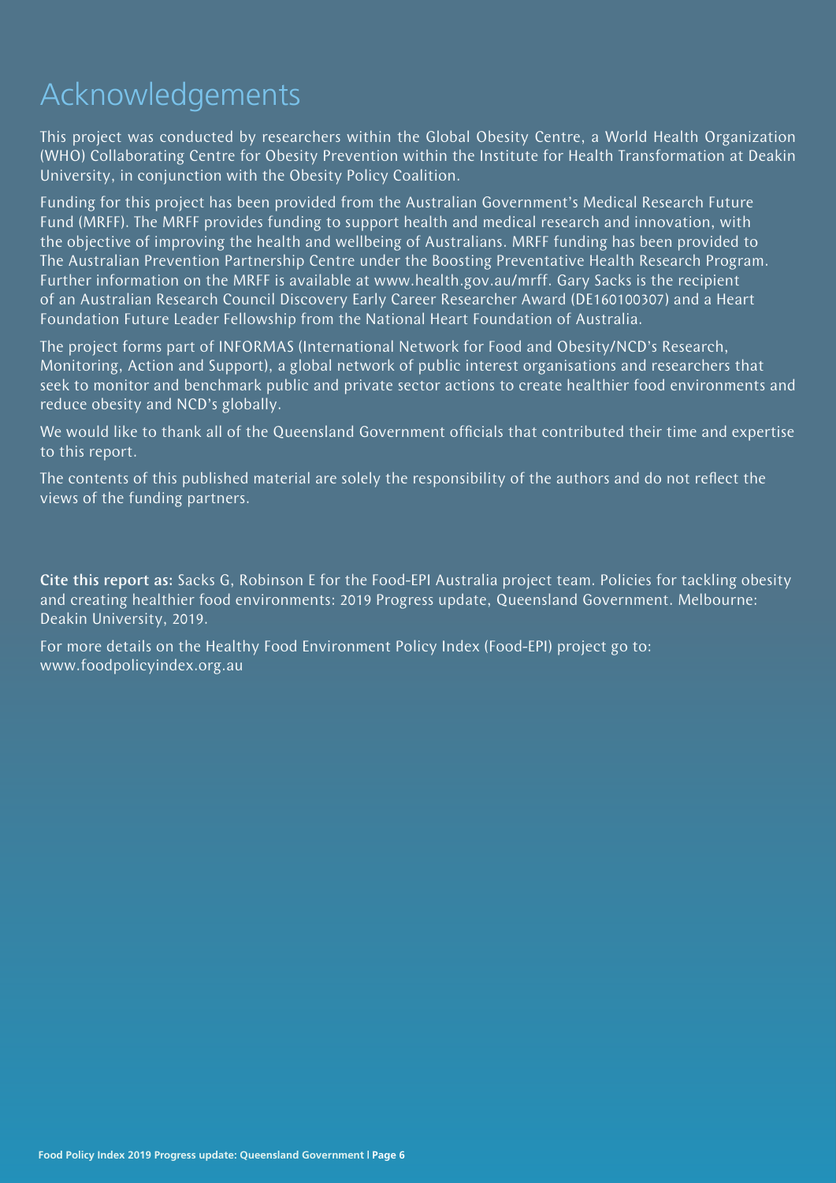# Acknowledgements

This project was conducted by researchers within the Global Obesity Centre, a World Health Organization (WHO) Collaborating Centre for Obesity Prevention within the Institute for Health Transformation at Deakin University, in conjunction with the Obesity Policy Coalition.

Funding for this project has been provided from the Australian Government's Medical Research Future Fund (MRFF). The MRFF provides funding to support health and medical research and innovation, with the objective of improving the health and wellbeing of Australians. MRFF funding has been provided to The Australian Prevention Partnership Centre under the Boosting Preventative Health Research Program. Further information on the MRFF is available at www.health.gov.au/mrff. Gary Sacks is the recipient of an Australian Research Council Discovery Early Career Researcher Award (DE160100307) and a Heart Foundation Future Leader Fellowship from the National Heart Foundation of Australia.

The project forms part of INFORMAS (International Network for Food and Obesity/NCD's Research, Monitoring, Action and Support), a global network of public interest organisations and researchers that seek to monitor and benchmark public and private sector actions to create healthier food environments and reduce obesity and NCD's globally.

We would like to thank all of the Queensland Government officials that contributed their time and expertise to this report.

The contents of this published material are solely the responsibility of the authors and do not reflect the views of the funding partners.

**Cite this report as:** Sacks G, Robinson E for the Food-EPI Australia project team. Policies for tackling obesity and creating healthier food environments: 2019 Progress update, Queensland Government. Melbourne: Deakin University, 2019.

For more details on the Healthy Food Environment Policy Index (Food-EPI) project go to: www.foodpolicyindex.org.au